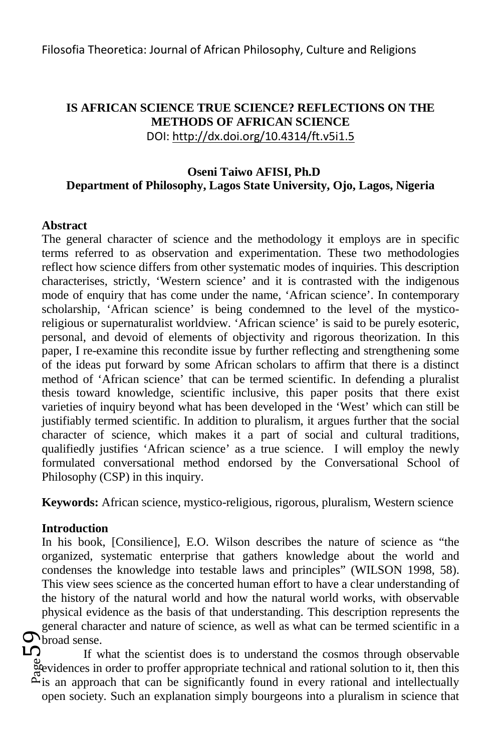## IS AFRICAN SCIENCE TRUE SCIENCE? REFLECTIONS ON THE METHODS OF AFRICAN SCIENCE

DOI: http://dx.doi.org/10.4314/ft.v5i1.5

**Oseni Taiwo AFISI, Ph.D**
**Department of Philosophy, Lagos State University, Ojo, Lagos, Nigeria**

### Abstract

The general character of science and the methodology it employs are in specific terms referred to as observation and experimentation. These two methodologies reflect how science differs from other systematic modes of inquiries. This description characterises, strictly, 'Western science' and it is contrasted with the indigenous mode of enquiry that has come under the name, 'African science'. In contemporary scholarship, 'African science' is being condemned to the level of the mystico-religious or supernaturalist worldview. 'African science' is said to be purely esoteric, personal, and devoid of elements of objectivity and rigorous theorization. In this paper, I re-examine this recondite issue by further reflecting and strengthening some of the ideas put forward by some African scholars to affirm that there is a distinct method of 'African science' that can be termed scientific. In defending a pluralist thesis toward knowledge, scientific inclusive, this paper posits that there exist varieties of inquiry beyond what has been developed in the 'West' which can still be justifiably termed scientific. In addition to pluralism, it argues further that the social character of science, which makes it a part of social and cultural traditions, qualifiedly justifies 'African science' as a true science. I will employ the newly formulated conversational method endorsed by the Conversational School of Philosophy (CSP) in this inquiry.

**Keywords:** African science, mystico-religious, rigorous, pluralism, Western science

### Introduction

In his book, [Consilience], E.O. Wilson describes the nature of science as "the organized, systematic enterprise that gathers knowledge about the world and condenses the knowledge into testable laws and principles" (WILSON 1998, 58). This view sees science as the concerted human effort to have a clear understanding of the history of the natural world and how the natural world works, with observable physical evidence as the basis of that understanding. This description represents the general character and nature of science, as well as what can be termed scientific in a broad sense.

If what the scientist does is to understand the cosmos through observable evidences in order to proffer appropriate technical and rational solution to it, then this is an approach that can be significantly found in every rational and intellectually open society. Such an explanation simply bourgeons into a pluralism in science that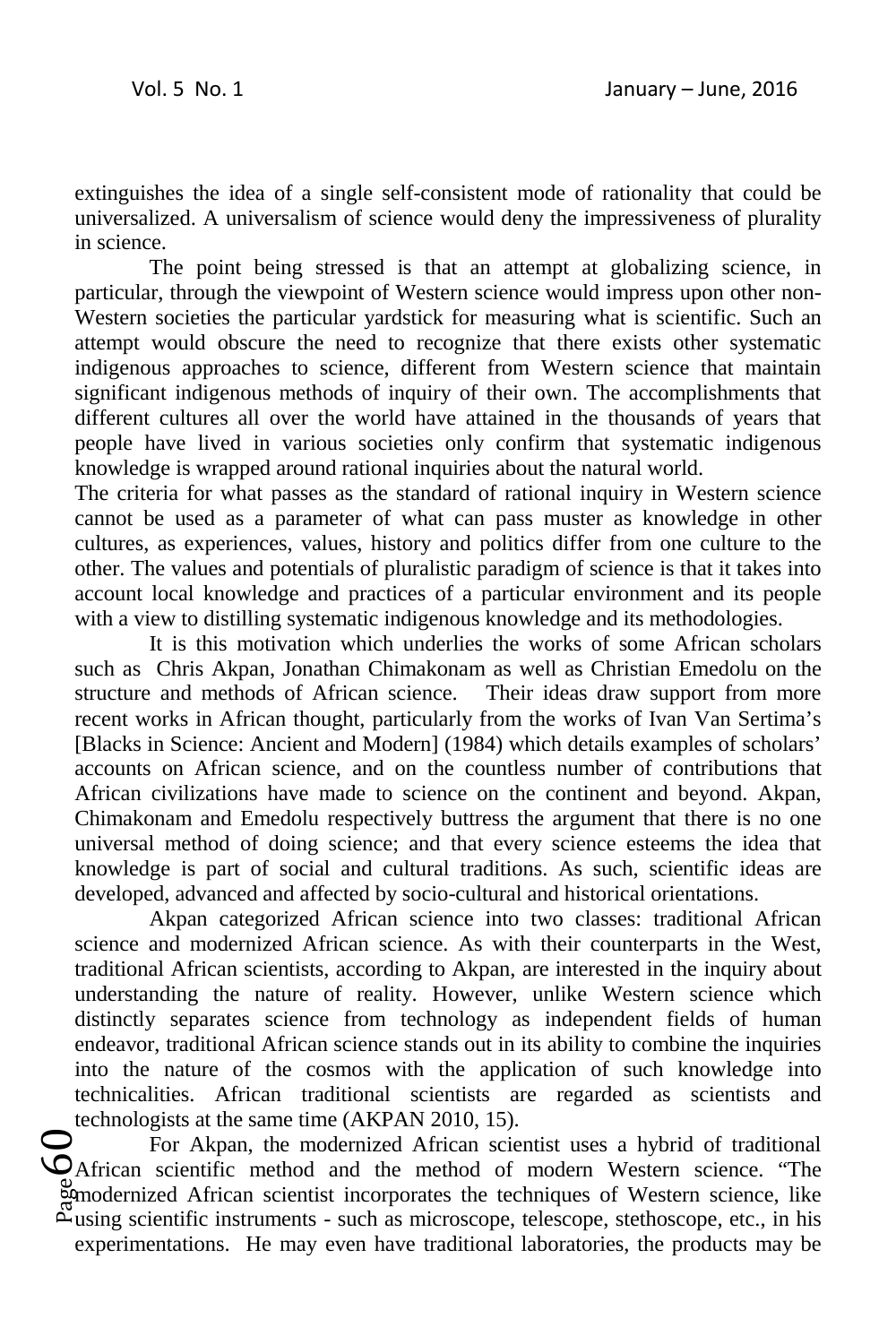extinguishes the idea of a single self-consistent mode of rationality that could be universalized. A universalism of science would deny the impressiveness of plurality in science.

The point being stressed is that an attempt at globalizing science, in particular, through the viewpoint of Western science would impress upon other non-Western societies the particular yardstick for measuring what is scientific. Such an attempt would obscure the need to recognize that there exists other systematic indigenous approaches to science, different from Western science that maintain significant indigenous methods of inquiry of their own. The accomplishments that different cultures all over the world have attained in the thousands of years that people have lived in various societies only confirm that systematic indigenous knowledge is wrapped around rational inquiries about the natural world.

The criteria for what passes as the standard of rational inquiry in Western science cannot be used as a parameter of what can pass muster as knowledge in other cultures, as experiences, values, history and politics differ from one culture to the other. The values and potentials of pluralistic paradigm of science is that it takes into account local knowledge and practices of a particular environment and its people with a view to distilling systematic indigenous knowledge and its methodologies.

It is this motivation which underlies the works of some African scholars such as Chris Akpan, Jonathan Chimakonam as well as Christian Emedolu on the structure and methods of African science. Their ideas draw support from more recent works in African thought, particularly from the works of Ivan Van Sertima's [Blacks in Science: Ancient and Modern] (1984) which details examples of scholars' accounts on African science, and on the countless number of contributions that African civilizations have made to science on the continent and beyond. Akpan, Chimakonam and Emedolu respectively buttress the argument that there is no one universal method of doing science; and that every science esteems the idea that knowledge is part of social and cultural traditions. As such, scientific ideas are developed, advanced and affected by socio-cultural and historical orientations.

Akpan categorized African science into two classes: traditional African science and modernized African science. As with their counterparts in the West, traditional African scientists, according to Akpan, are interested in the inquiry about understanding the nature of reality. However, unlike Western science which distinctly separates science from technology as independent fields of human endeavor, traditional African science stands out in its ability to combine the inquiries into the nature of the cosmos with the application of such knowledge into technicalities. African traditional scientists are regarded as scientists and technologists at the same time (AKPAN 2010, 15).

For Akpan, the modernized African scientist uses a hybrid of traditional African scientific method and the method of modern Western science. "The modernized African scientist incorporates the techniques of Western science, like using scientific instruments - such as microscope, telescope, stethoscope, etc., in his experimentations. He may even have traditional laboratories, the products may be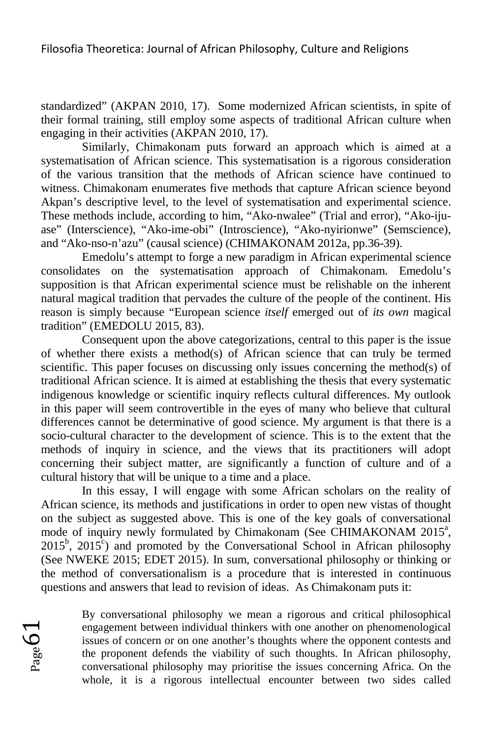standardized" (AKPAN 2010, 17). Some modernized African scientists, in spite of their formal training, still employ some aspects of traditional African culture when engaging in their activities (AKPAN 2010, 17).

Similarly, Chimakonam puts forward an approach which is aimed at a systematisation of African science. This systematisation is a rigorous consideration of the various transition that the methods of African science have continued to witness. Chimakonam enumerates five methods that capture African science beyond Akpan's descriptive level, to the level of systematisation and experimental science. These methods include, according to him, "Ako-nwalee" (Trial and error), "Ako-iju-ase" (Interscience), "Ako-ime-obi" (Introscience), "Ako-nyirionwe" (Semscience), and "Ako-nso-n'azu" (causal science) (CHIMAKONAM 2012a, pp.36-39).

Emedolu's attempt to forge a new paradigm in African experimental science consolidates on the systematisation approach of Chimakonam. Emedolu's supposition is that African experimental science must be relishable on the inherent natural magical tradition that pervades the culture of the people of the continent. His reason is simply because "European science *itself* emerged out of *its own* magical tradition" (EMEDOLU 2015, 83).

Consequent upon the above categorizations, central to this paper is the issue of whether there exists a method(s) of African science that can truly be termed scientific. This paper focuses on discussing only issues concerning the method(s) of traditional African science. It is aimed at establishing the thesis that every systematic indigenous knowledge or scientific inquiry reflects cultural differences. My outlook in this paper will seem controvertible in the eyes of many who believe that cultural differences cannot be determinative of good science. My argument is that there is a socio-cultural character to the development of science. This is to the extent that the methods of inquiry in science, and the views that its practitioners will adopt concerning their subject matter, are significantly a function of culture and of a cultural history that will be unique to a time and a place.

In this essay, I will engage with some African scholars on the reality of African science, its methods and justifications in order to open new vistas of thought on the subject as suggested above. This is one of the key goals of conversational mode of inquiry newly formulated by Chimakonam (See CHIMAKONAM 2015[a], 2015[b], 2015[c]) and promoted by the Conversational School in African philosophy (See NWEKE 2015; EDET 2015). In sum, conversational philosophy or thinking or the method of conversationalism is a procedure that is interested in continuous questions and answers that lead to revision of ideas. As Chimakonam puts it:

> By conversational philosophy we mean a rigorous and critical philosophical engagement between individual thinkers with one another on phenomenological issues of concern or on one another's thoughts where the opponent contests and the proponent defends the viability of such thoughts. In African philosophy, conversational philosophy may prioritise the issues concerning Africa. On the whole, it is a rigorous intellectual encounter between two sides called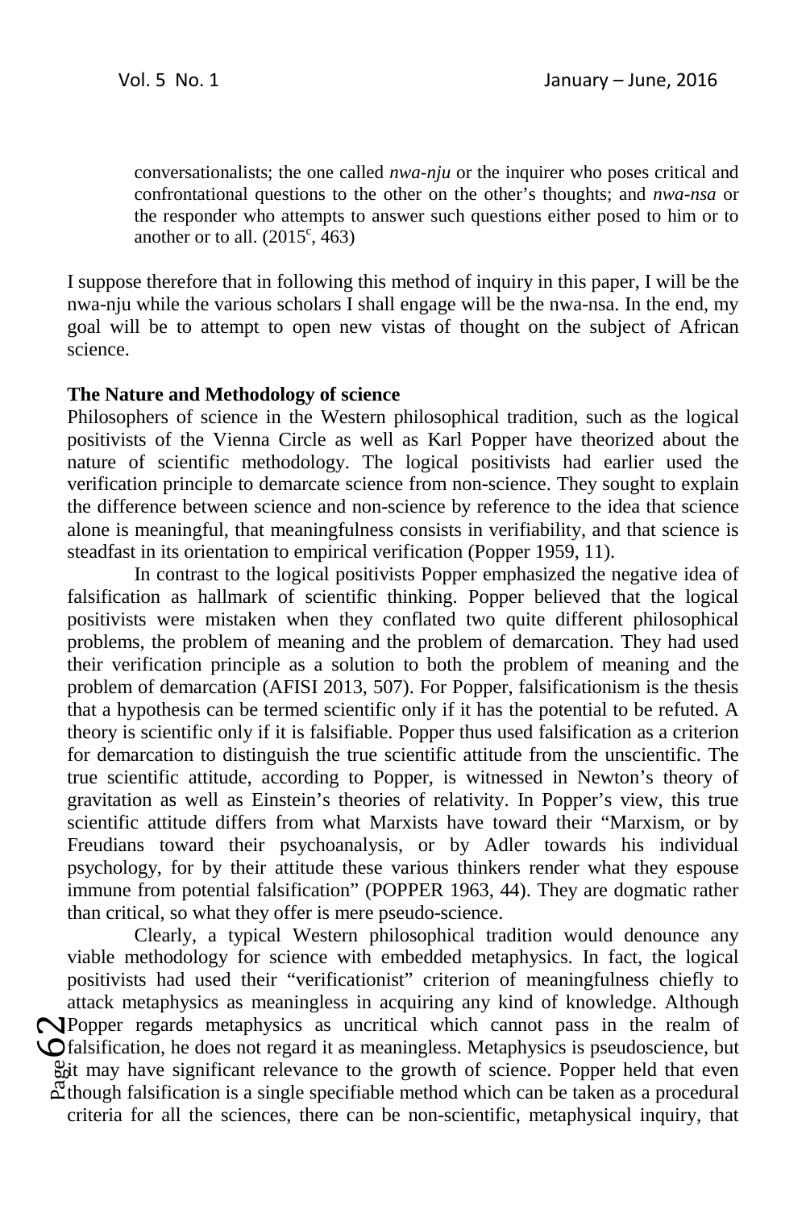> conversationalists; the one called *nwa-nju* or the inquirer who poses critical and confrontational questions to the other on the other's thoughts; and *nwa-nsa* or the responder who attempts to answer such questions either posed to him or to another or to all. (2015[c], 463)

I suppose therefore that in following this method of inquiry in this paper, I will be the nwa-nju while the various scholars I shall engage will be the nwa-nsa. In the end, my goal will be to attempt to open new vistas of thought on the subject of African science.

**The Nature and Methodology of science**

Philosophers of science in the Western philosophical tradition, such as the logical positivists of the Vienna Circle as well as Karl Popper have theorized about the nature of scientific methodology. The logical positivists had earlier used the verification principle to demarcate science from non-science. They sought to explain the difference between science and non-science by reference to the idea that science alone is meaningful, that meaningfulness consists in verifiability, and that science is steadfast in its orientation to empirical verification (Popper 1959, 11).

In contrast to the logical positivists Popper emphasized the negative idea of falsification as hallmark of scientific thinking. Popper believed that the logical positivists were mistaken when they conflated two quite different philosophical problems, the problem of meaning and the problem of demarcation. They had used their verification principle as a solution to both the problem of meaning and the problem of demarcation (AFISI 2013, 507). For Popper, falsificationism is the thesis that a hypothesis can be termed scientific only if it has the potential to be refuted. A theory is scientific only if it is falsifiable. Popper thus used falsification as a criterion for demarcation to distinguish the true scientific attitude from the unscientific. The true scientific attitude, according to Popper, is witnessed in Newton's theory of gravitation as well as Einstein's theories of relativity. In Popper's view, this true scientific attitude differs from what Marxists have toward their "Marxism, or by Freudians toward their psychoanalysis, or by Adler towards his individual psychology, for by their attitude these various thinkers render what they espouse immune from potential falsification" (POPPER 1963, 44). They are dogmatic rather than critical, so what they offer is mere pseudo-science.

Clearly, a typical Western philosophical tradition would denounce any viable methodology for science with embedded metaphysics. In fact, the logical positivists had used their "verificationist" criterion of meaningfulness chiefly to attack metaphysics as meaningless in acquiring any kind of knowledge. Although Popper regards metaphysics as uncritical which cannot pass in the realm of falsification, he does not regard it as meaningless. Metaphysics is pseudoscience, but it may have significant relevance to the growth of science. Popper held that even though falsification is a single specifiable method which can be taken as a procedural criteria for all the sciences, there can be non-scientific, metaphysical inquiry, that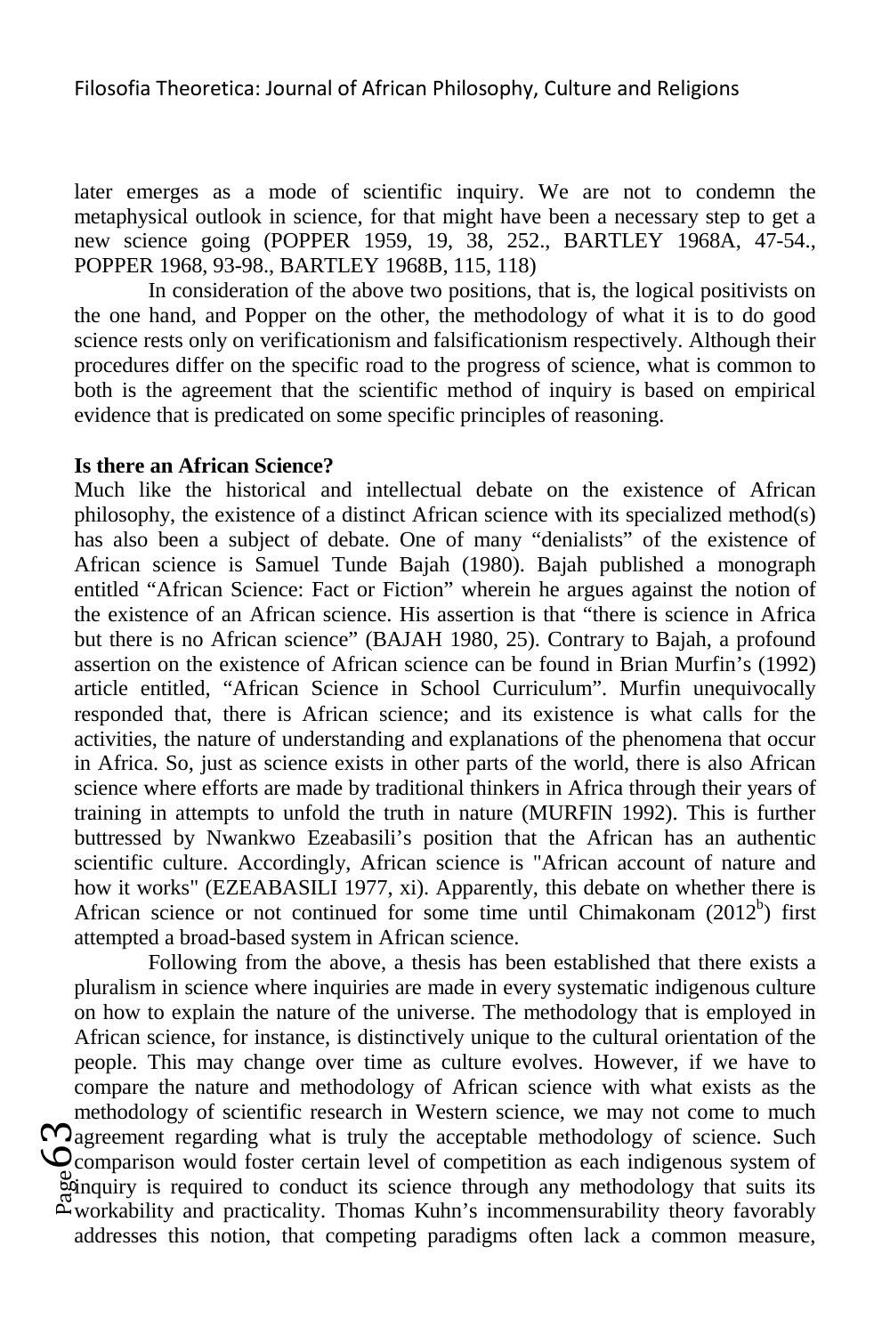later emerges as a mode of scientific inquiry. We are not to condemn the metaphysical outlook in science, for that might have been a necessary step to get a new science going (POPPER 1959, 19, 38, 252., BARTLEY 1968A, 47-54., POPPER 1968, 93-98., BARTLEY 1968B, 115, 118)

In consideration of the above two positions, that is, the logical positivists on the one hand, and Popper on the other, the methodology of what it is to do good science rests only on verificationism and falsificationism respectively. Although their procedures differ on the specific road to the progress of science, what is common to both is the agreement that the scientific method of inquiry is based on empirical evidence that is predicated on some specific principles of reasoning.

**Is there an African Science?**

Much like the historical and intellectual debate on the existence of African philosophy, the existence of a distinct African science with its specialized method(s) has also been a subject of debate. One of many "denialists" of the existence of African science is Samuel Tunde Bajah (1980). Bajah published a monograph entitled "African Science: Fact or Fiction" wherein he argues against the notion of the existence of an African science. His assertion is that "there is science in Africa but there is no African science" (BAJAH 1980, 25). Contrary to Bajah, a profound assertion on the existence of African science can be found in Brian Murfin's (1992) article entitled, "African Science in School Curriculum". Murfin unequivocally responded that, there is African science; and its existence is what calls for the activities, the nature of understanding and explanations of the phenomena that occur in Africa. So, just as science exists in other parts of the world, there is also African science where efforts are made by traditional thinkers in Africa through their years of training in attempts to unfold the truth in nature (MURFIN 1992). This is further buttressed by Nwankwo Ezeabasili's position that the African has an authentic scientific culture. Accordingly, African science is "African account of nature and how it works" (EZEABASILI 1977, xi). Apparently, this debate on whether there is African science or not continued for some time until Chimakonam (2012[b]) first attempted a broad-based system in African science.

Following from the above, a thesis has been established that there exists a pluralism in science where inquiries are made in every systematic indigenous culture on how to explain the nature of the universe. The methodology that is employed in African science, for instance, is distinctively unique to the cultural orientation of the people. This may change over time as culture evolves. However, if we have to compare the nature and methodology of African science with what exists as the methodology of scientific research in Western science, we may not come to much agreement regarding what is truly the acceptable methodology of science. Such comparison would foster certain level of competition as each indigenous system of inquiry is required to conduct its science through any methodology that suits its workability and practicality. Thomas Kuhn's incommensurability theory favorably addresses this notion, that competing paradigms often lack a common measure,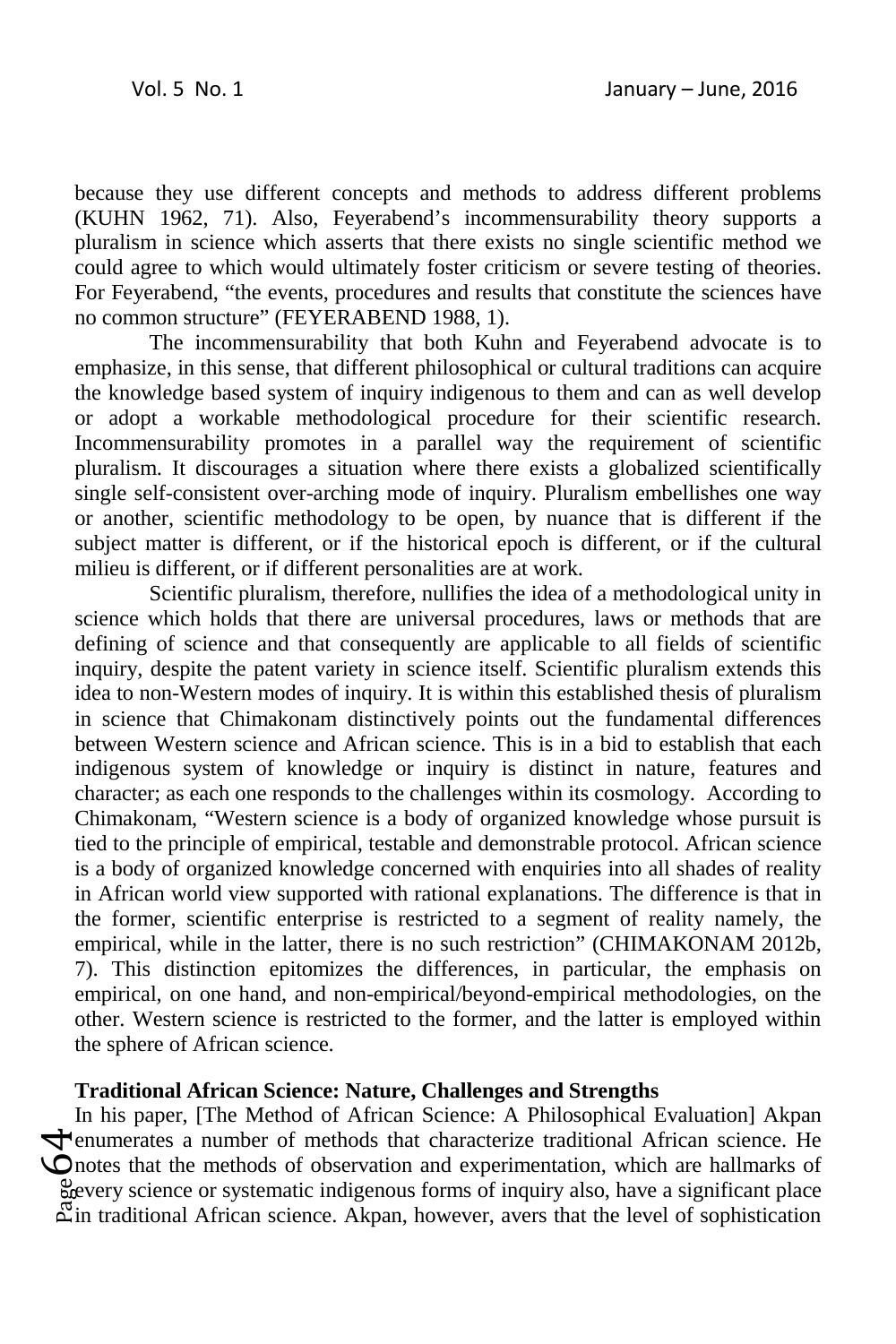because they use different concepts and methods to address different problems (KUHN 1962, 71). Also, Feyerabend's incommensurability theory supports a pluralism in science which asserts that there exists no single scientific method we could agree to which would ultimately foster criticism or severe testing of theories. For Feyerabend, "the events, procedures and results that constitute the sciences have no common structure" (FEYERABEND 1988, 1).

The incommensurability that both Kuhn and Feyerabend advocate is to emphasize, in this sense, that different philosophical or cultural traditions can acquire the knowledge based system of inquiry indigenous to them and can as well develop or adopt a workable methodological procedure for their scientific research. Incommensurability promotes in a parallel way the requirement of scientific pluralism. It discourages a situation where there exists a globalized scientifically single self-consistent over-arching mode of inquiry. Pluralism embellishes one way or another, scientific methodology to be open, by nuance that is different if the subject matter is different, or if the historical epoch is different, or if the cultural milieu is different, or if different personalities are at work.

Scientific pluralism, therefore, nullifies the idea of a methodological unity in science which holds that there are universal procedures, laws or methods that are defining of science and that consequently are applicable to all fields of scientific inquiry, despite the patent variety in science itself. Scientific pluralism extends this idea to non-Western modes of inquiry. It is within this established thesis of pluralism in science that Chimakonam distinctively points out the fundamental differences between Western science and African science. This is in a bid to establish that each indigenous system of knowledge or inquiry is distinct in nature, features and character; as each one responds to the challenges within its cosmology. According to Chimakonam, "Western science is a body of organized knowledge whose pursuit is tied to the principle of empirical, testable and demonstrable protocol. African science is a body of organized knowledge concerned with enquiries into all shades of reality in African world view supported with rational explanations. The difference is that in the former, scientific enterprise is restricted to a segment of reality namely, the empirical, while in the latter, there is no such restriction" (CHIMAKONAM 2012b, 7). This distinction epitomizes the differences, in particular, the emphasis on empirical, on one hand, and non-empirical/beyond-empirical methodologies, on the other. Western science is restricted to the former, and the latter is employed within the sphere of African science.

**Traditional African Science: Nature, Challenges and Strengths**

In his paper, [The Method of African Science: A Philosophical Evaluation] Akpan enumerates a number of methods that characterize traditional African science. He notes that the methods of observation and experimentation, which are hallmarks of every science or systematic indigenous forms of inquiry also, have a significant place in traditional African science. Akpan, however, avers that the level of sophistication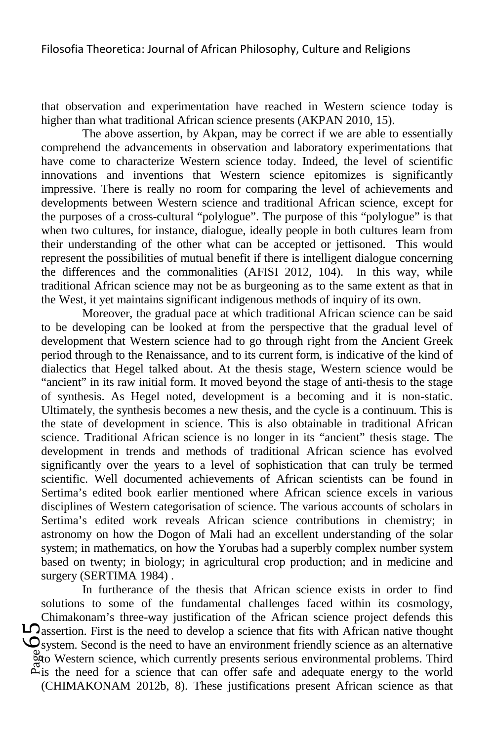that observation and experimentation have reached in Western science today is higher than what traditional African science presents (AKPAN 2010, 15).

The above assertion, by Akpan, may be correct if we are able to essentially comprehend the advancements in observation and laboratory experimentations that have come to characterize Western science today. Indeed, the level of scientific innovations and inventions that Western science epitomizes is significantly impressive. There is really no room for comparing the level of achievements and developments between Western science and traditional African science, except for the purposes of a cross-cultural "polylogue". The purpose of this "polylogue" is that when two cultures, for instance, dialogue, ideally people in both cultures learn from their understanding of the other what can be accepted or jettisoned. This would represent the possibilities of mutual benefit if there is intelligent dialogue concerning the differences and the commonalities (AFISI 2012, 104). In this way, while traditional African science may not be as burgeoning as to the same extent as that in the West, it yet maintains significant indigenous methods of inquiry of its own.

Moreover, the gradual pace at which traditional African science can be said to be developing can be looked at from the perspective that the gradual level of development that Western science had to go through right from the Ancient Greek period through to the Renaissance, and to its current form, is indicative of the kind of dialectics that Hegel talked about. At the thesis stage, Western science would be "ancient" in its raw initial form. It moved beyond the stage of anti-thesis to the stage of synthesis. As Hegel noted, development is a becoming and it is non-static. Ultimately, the synthesis becomes a new thesis, and the cycle is a continuum. This is the state of development in science. This is also obtainable in traditional African science. Traditional African science is no longer in its "ancient" thesis stage. The development in trends and methods of traditional African science has evolved significantly over the years to a level of sophistication that can truly be termed scientific. Well documented achievements of African scientists can be found in Sertima's edited book earlier mentioned where African science excels in various disciplines of Western categorisation of science. The various accounts of scholars in Sertima's edited work reveals African science contributions in chemistry; in astronomy on how the Dogon of Mali had an excellent understanding of the solar system; in mathematics, on how the Yorubas had a superbly complex number system based on twenty; in biology; in agricultural crop production; and in medicine and surgery (SERTIMA 1984) .

In furtherance of the thesis that African science exists in order to find solutions to some of the fundamental challenges faced within its cosmology, Chimakonam's three-way justification of the African science project defends this assertion. First is the need to develop a science that fits with African native thought system. Second is the need to have an environment friendly science as an alternative to Western science, which currently presents serious environmental problems. Third is the need for a science that can offer safe and adequate energy to the world (CHIMAKONAM 2012b, 8). These justifications present African science as that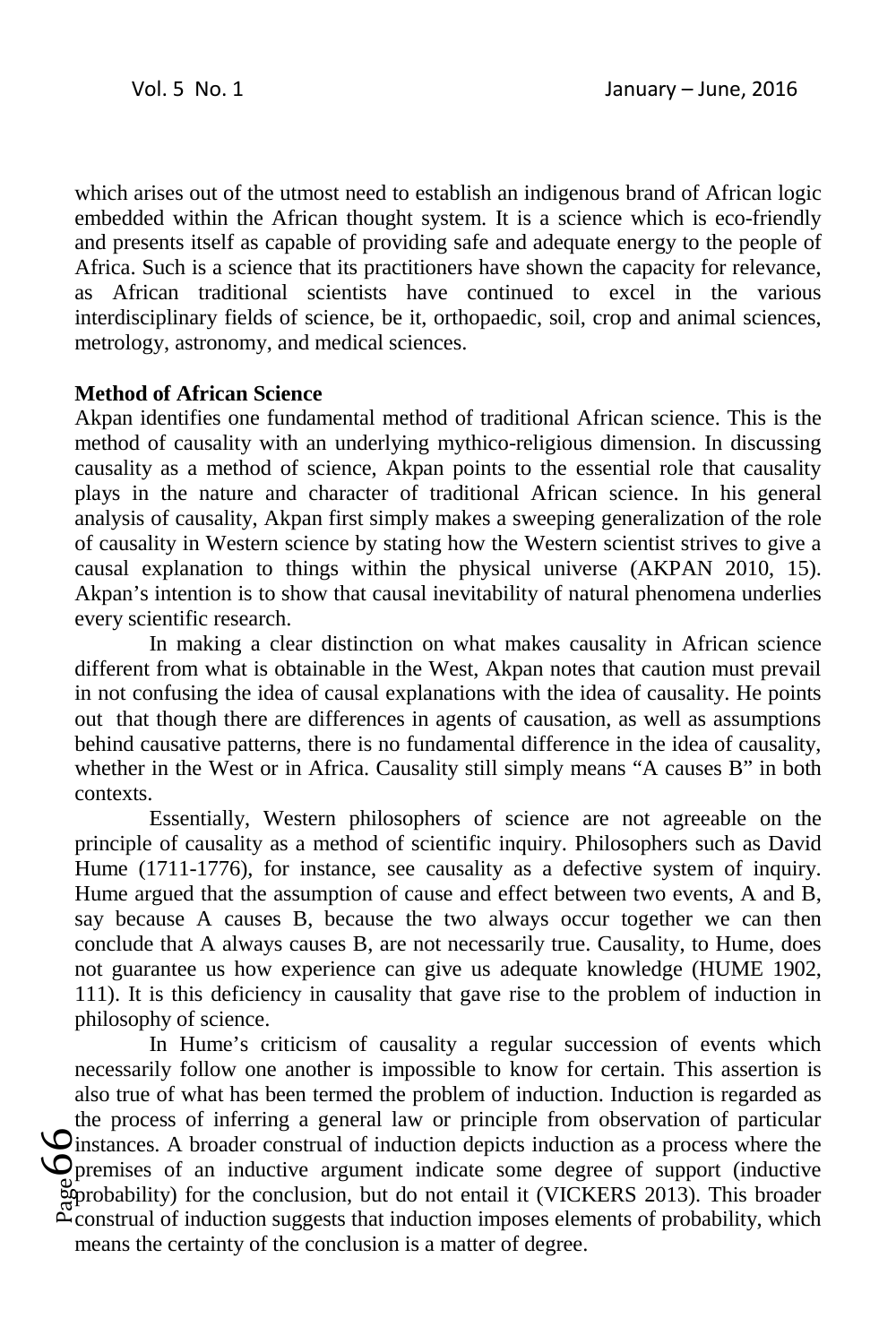which arises out of the utmost need to establish an indigenous brand of African logic embedded within the African thought system. It is a science which is eco-friendly and presents itself as capable of providing safe and adequate energy to the people of Africa. Such is a science that its practitioners have shown the capacity for relevance, as African traditional scientists have continued to excel in the various interdisciplinary fields of science, be it, orthopaedic, soil, crop and animal sciences, metrology, astronomy, and medical sciences.

**Method of African Science**

Akpan identifies one fundamental method of traditional African science. This is the method of causality with an underlying mythico-religious dimension. In discussing causality as a method of science, Akpan points to the essential role that causality plays in the nature and character of traditional African science. In his general analysis of causality, Akpan first simply makes a sweeping generalization of the role of causality in Western science by stating how the Western scientist strives to give a causal explanation to things within the physical universe (AKPAN 2010, 15). Akpan's intention is to show that causal inevitability of natural phenomena underlies every scientific research.

In making a clear distinction on what makes causality in African science different from what is obtainable in the West, Akpan notes that caution must prevail in not confusing the idea of causal explanations with the idea of causality. He points out that though there are differences in agents of causation, as well as assumptions behind causative patterns, there is no fundamental difference in the idea of causality, whether in the West or in Africa. Causality still simply means "A causes B" in both contexts.

Essentially, Western philosophers of science are not agreeable on the principle of causality as a method of scientific inquiry. Philosophers such as David Hume (1711-1776), for instance, see causality as a defective system of inquiry. Hume argued that the assumption of cause and effect between two events, A and B, say because A causes B, because the two always occur together we can then conclude that A always causes B, are not necessarily true. Causality, to Hume, does not guarantee us how experience can give us adequate knowledge (HUME 1902, 111). It is this deficiency in causality that gave rise to the problem of induction in philosophy of science.

In Hume's criticism of causality a regular succession of events which necessarily follow one another is impossible to know for certain. This assertion is also true of what has been termed the problem of induction. Induction is regarded as the process of inferring a general law or principle from observation of particular instances. A broader construal of induction depicts induction as a process where the premises of an inductive argument indicate some degree of support (inductive probability) for the conclusion, but do not entail it (VICKERS 2013). This broader construal of induction suggests that induction imposes elements of probability, which means the certainty of the conclusion is a matter of degree.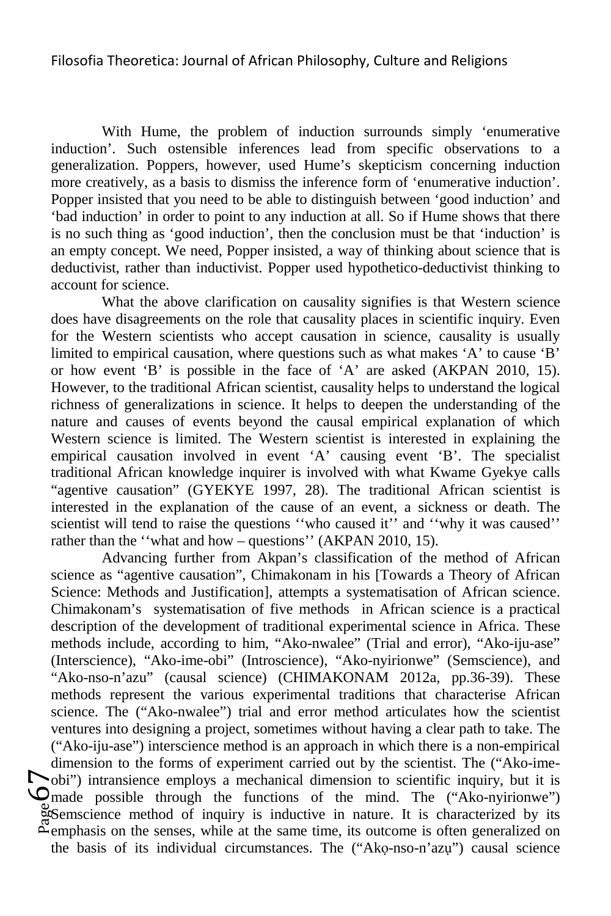With Hume, the problem of induction surrounds simply 'enumerative induction'. Such ostensible inferences lead from specific observations to a generalization. Poppers, however, used Hume's skepticism concerning induction more creatively, as a basis to dismiss the inference form of 'enumerative induction'. Popper insisted that you need to be able to distinguish between 'good induction' and 'bad induction' in order to point to any induction at all. So if Hume shows that there is no such thing as 'good induction', then the conclusion must be that 'induction' is an empty concept. We need, Popper insisted, a way of thinking about science that is deductivist, rather than inductivist. Popper used hypothetico-deductivist thinking to account for science.

What the above clarification on causality signifies is that Western science does have disagreements on the role that causality places in scientific inquiry. Even for the Western scientists who accept causation in science, causality is usually limited to empirical causation, where questions such as what makes 'A' to cause 'B' or how event 'B' is possible in the face of 'A' are asked (AKPAN 2010, 15). However, to the traditional African scientist, causality helps to understand the logical richness of generalizations in science. It helps to deepen the understanding of the nature and causes of events beyond the causal empirical explanation of which Western science is limited. The Western scientist is interested in explaining the empirical causation involved in event 'A' causing event 'B'. The specialist traditional African knowledge inquirer is involved with what Kwame Gyekye calls "agentive causation" (GYEKYE 1997, 28). The traditional African scientist is interested in the explanation of the cause of an event, a sickness or death. The scientist will tend to raise the questions ''who caused it'' and ''why it was caused'' rather than the ''what and how – questions'' (AKPAN 2010, 15).

Advancing further from Akpan's classification of the method of African science as "agentive causation", Chimakonam in his [Towards a Theory of African Science: Methods and Justification], attempts a systematisation of African science. Chimakonam's systematisation of five methods in African science is a practical description of the development of traditional experimental science in Africa. These methods include, according to him, "Ako-nwalee" (Trial and error), "Ako-iju-ase" (Interscience), "Ako-ime-obi" (Introscience), "Ako-nyirionwe" (Semscience), and "Ako-nso-n'azu" (causal science) (CHIMAKONAM 2012a, pp.36-39). These methods represent the various experimental traditions that characterise African science. The ("Ako-nwalee") trial and error method articulates how the scientist ventures into designing a project, sometimes without having a clear path to take. The ("Ako-iju-ase") interscience method is an approach in which there is a non-empirical dimension to the forms of experiment carried out by the scientist. The ("Ako-ime-obi") intransience employs a mechanical dimension to scientific inquiry, but it is made possible through the functions of the mind. The ("Ako-nyirionwe") Semscience method of inquiry is inductive in nature. It is characterized by its emphasis on the senses, while at the same time, its outcome is often generalized on the basis of its individual circumstances. The ("Akọ-nso-n'azụ") causal science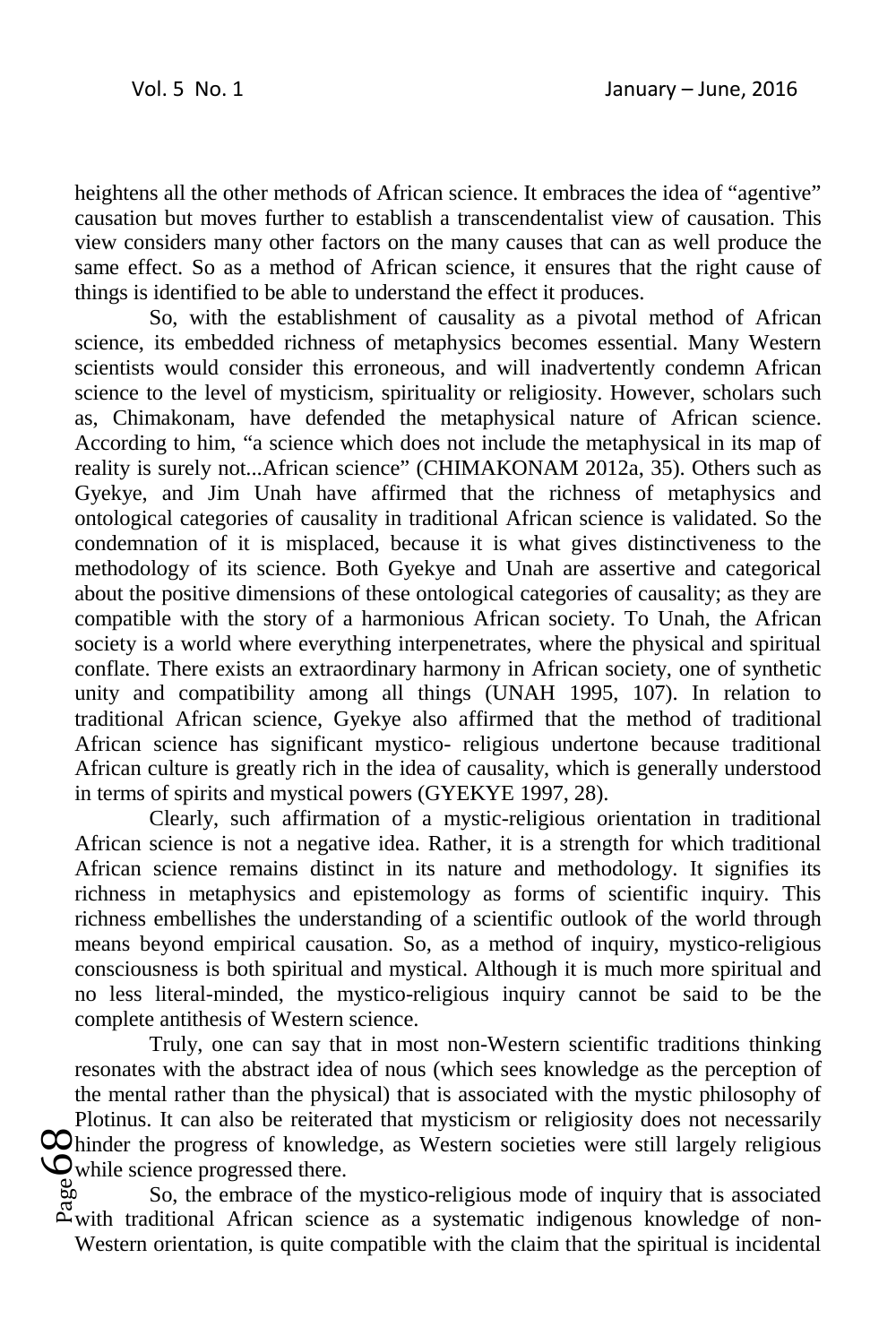heightens all the other methods of African science. It embraces the idea of "agentive" causation but moves further to establish a transcendentalist view of causation. This view considers many other factors on the many causes that can as well produce the same effect. So as a method of African science, it ensures that the right cause of things is identified to be able to understand the effect it produces.

So, with the establishment of causality as a pivotal method of African science, its embedded richness of metaphysics becomes essential. Many Western scientists would consider this erroneous, and will inadvertently condemn African science to the level of mysticism, spirituality or religiosity. However, scholars such as, Chimakonam, have defended the metaphysical nature of African science. According to him, "a science which does not include the metaphysical in its map of reality is surely not...African science" (CHIMAKONAM 2012a, 35). Others such as Gyekye, and Jim Unah have affirmed that the richness of metaphysics and ontological categories of causality in traditional African science is validated. So the condemnation of it is misplaced, because it is what gives distinctiveness to the methodology of its science. Both Gyekye and Unah are assertive and categorical about the positive dimensions of these ontological categories of causality; as they are compatible with the story of a harmonious African society. To Unah, the African society is a world where everything interpenetrates, where the physical and spiritual conflate. There exists an extraordinary harmony in African society, one of synthetic unity and compatibility among all things (UNAH 1995, 107). In relation to traditional African science, Gyekye also affirmed that the method of traditional African science has significant mystico- religious undertone because traditional African culture is greatly rich in the idea of causality, which is generally understood in terms of spirits and mystical powers (GYEKYE 1997, 28).

Clearly, such affirmation of a mystic-religious orientation in traditional African science is not a negative idea. Rather, it is a strength for which traditional African science remains distinct in its nature and methodology. It signifies its richness in metaphysics and epistemology as forms of scientific inquiry. This richness embellishes the understanding of a scientific outlook of the world through means beyond empirical causation. So, as a method of inquiry, mystico-religious consciousness is both spiritual and mystical. Although it is much more spiritual and no less literal-minded, the mystico-religious inquiry cannot be said to be the complete antithesis of Western science.

Truly, one can say that in most non-Western scientific traditions thinking resonates with the abstract idea of nous (which sees knowledge as the perception of the mental rather than the physical) that is associated with the mystic philosophy of Plotinus. It can also be reiterated that mysticism or religiosity does not necessarily hinder the progress of knowledge, as Western societies were still largely religious while science progressed there.

So, the embrace of the mystico-religious mode of inquiry that is associated with traditional African science as a systematic indigenous knowledge of non-Western orientation, is quite compatible with the claim that the spiritual is incidental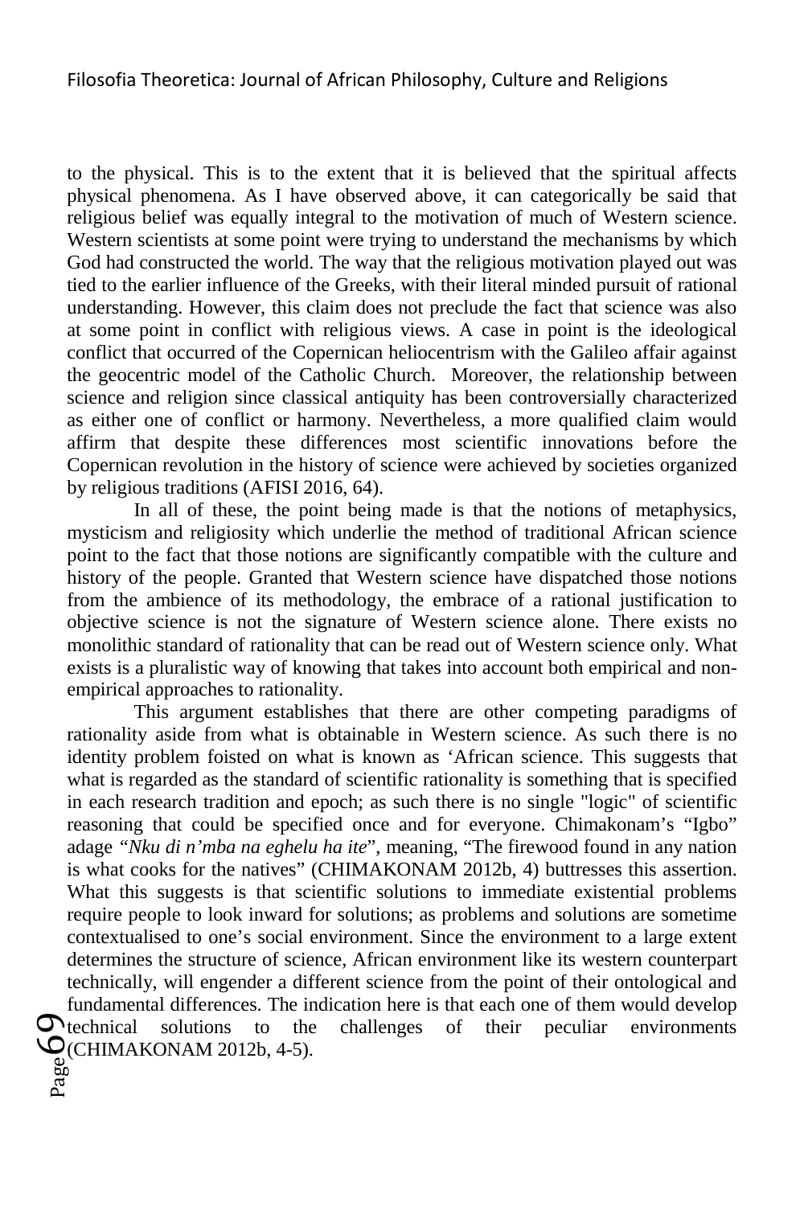to the physical. This is to the extent that it is believed that the spiritual affects physical phenomena. As I have observed above, it can categorically be said that religious belief was equally integral to the motivation of much of Western science. Western scientists at some point were trying to understand the mechanisms by which God had constructed the world. The way that the religious motivation played out was tied to the earlier influence of the Greeks, with their literal minded pursuit of rational understanding. However, this claim does not preclude the fact that science was also at some point in conflict with religious views. A case in point is the ideological conflict that occurred of the Copernican heliocentrism with the Galileo affair against the geocentric model of the Catholic Church. Moreover, the relationship between science and religion since classical antiquity has been controversially characterized as either one of conflict or harmony. Nevertheless, a more qualified claim would affirm that despite these differences most scientific innovations before the Copernican revolution in the history of science were achieved by societies organized by religious traditions (AFISI 2016, 64).

In all of these, the point being made is that the notions of metaphysics, mysticism and religiosity which underlie the method of traditional African science point to the fact that those notions are significantly compatible with the culture and history of the people. Granted that Western science have dispatched those notions from the ambience of its methodology, the embrace of a rational justification to objective science is not the signature of Western science alone. There exists no monolithic standard of rationality that can be read out of Western science only. What exists is a pluralistic way of knowing that takes into account both empirical and non-empirical approaches to rationality.

This argument establishes that there are other competing paradigms of rationality aside from what is obtainable in Western science. As such there is no identity problem foisted on what is known as 'African science. This suggests that what is regarded as the standard of scientific rationality is something that is specified in each research tradition and epoch; as such there is no single "logic" of scientific reasoning that could be specified once and for everyone. Chimakonam's "Igbo" adage *"Nku di n'mba na eghelu ha ite*", meaning, "The firewood found in any nation is what cooks for the natives" (CHIMAKONAM 2012b, 4) buttresses this assertion. What this suggests is that scientific solutions to immediate existential problems require people to look inward for solutions; as problems and solutions are sometime contextualised to one's social environment. Since the environment to a large extent determines the structure of science, African environment like its western counterpart technically, will engender a different science from the point of their ontological and fundamental differences. The indication here is that each one of them would develop technical solutions to the challenges of their peculiar environments (CHIMAKONAM 2012b, 4-5).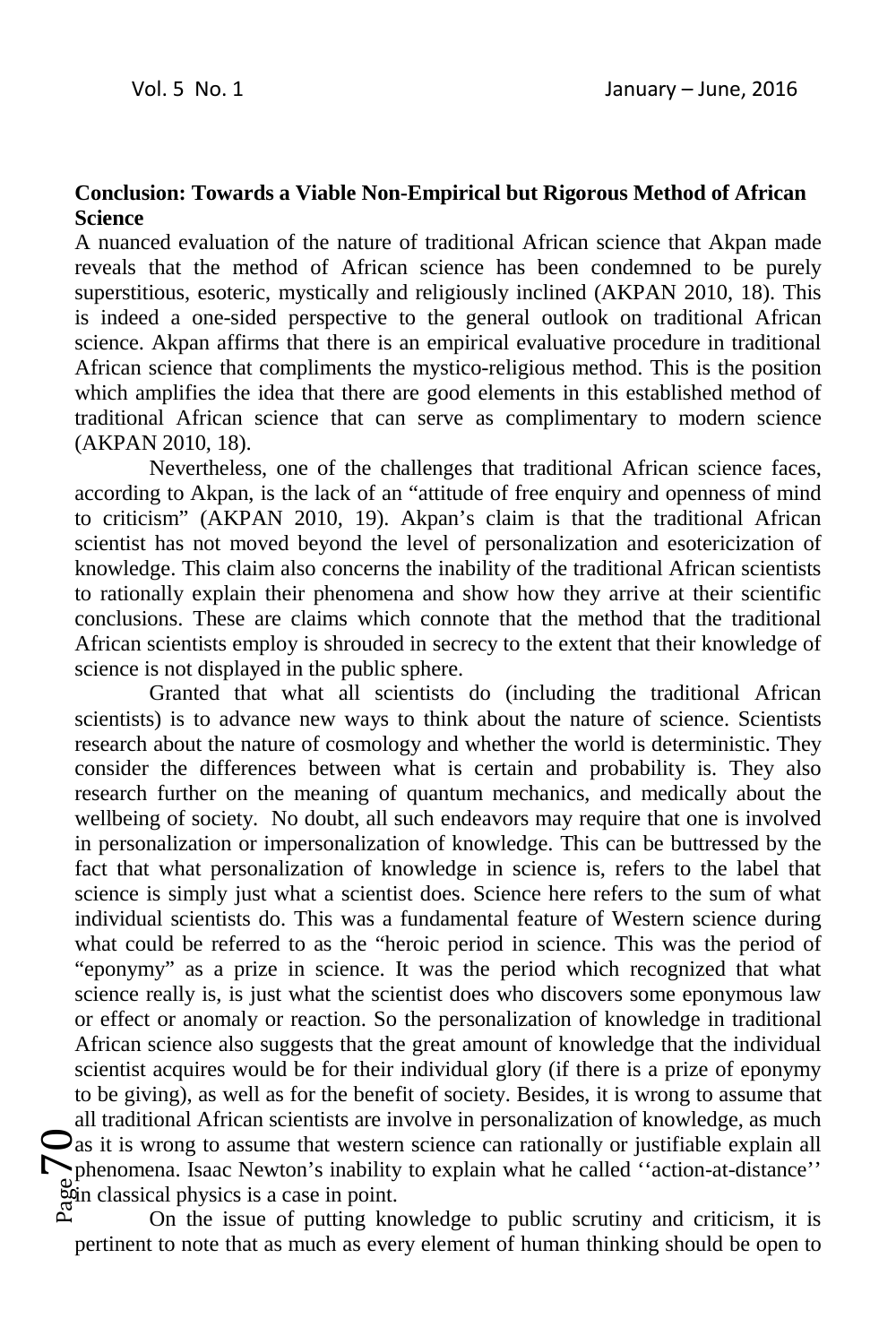**Conclusion: Towards a Viable Non-Empirical but Rigorous Method of African Science**

A nuanced evaluation of the nature of traditional African science that Akpan made reveals that the method of African science has been condemned to be purely superstitious, esoteric, mystically and religiously inclined (AKPAN 2010, 18). This is indeed a one-sided perspective to the general outlook on traditional African science. Akpan affirms that there is an empirical evaluative procedure in traditional African science that compliments the mystico-religious method. This is the position which amplifies the idea that there are good elements in this established method of traditional African science that can serve as complimentary to modern science (AKPAN 2010, 18).

Nevertheless, one of the challenges that traditional African science faces, according to Akpan, is the lack of an "attitude of free enquiry and openness of mind to criticism" (AKPAN 2010, 19). Akpan's claim is that the traditional African scientist has not moved beyond the level of personalization and esotericization of knowledge. This claim also concerns the inability of the traditional African scientists to rationally explain their phenomena and show how they arrive at their scientific conclusions. These are claims which connote that the method that the traditional African scientists employ is shrouded in secrecy to the extent that their knowledge of science is not displayed in the public sphere.

Granted that what all scientists do (including the traditional African scientists) is to advance new ways to think about the nature of science. Scientists research about the nature of cosmology and whether the world is deterministic. They consider the differences between what is certain and probability is. They also research further on the meaning of quantum mechanics, and medically about the wellbeing of society. No doubt, all such endeavors may require that one is involved in personalization or impersonalization of knowledge. This can be buttressed by the fact that what personalization of knowledge in science is, refers to the label that science is simply just what a scientist does. Science here refers to the sum of what individual scientists do. This was a fundamental feature of Western science during what could be referred to as the "heroic period in science. This was the period of "eponymy" as a prize in science. It was the period which recognized that what science really is, is just what the scientist does who discovers some eponymous law or effect or anomaly or reaction. So the personalization of knowledge in traditional African science also suggests that the great amount of knowledge that the individual scientist acquires would be for their individual glory (if there is a prize of eponymy to be giving), as well as for the benefit of society. Besides, it is wrong to assume that all traditional African scientists are involve in personalization of knowledge, as much as it is wrong to assume that western science can rationally or justifiable explain all phenomena. Isaac Newton's inability to explain what he called ''action-at-distance'' in classical physics is a case in point.

On the issue of putting knowledge to public scrutiny and criticism, it is pertinent to note that as much as every element of human thinking should be open to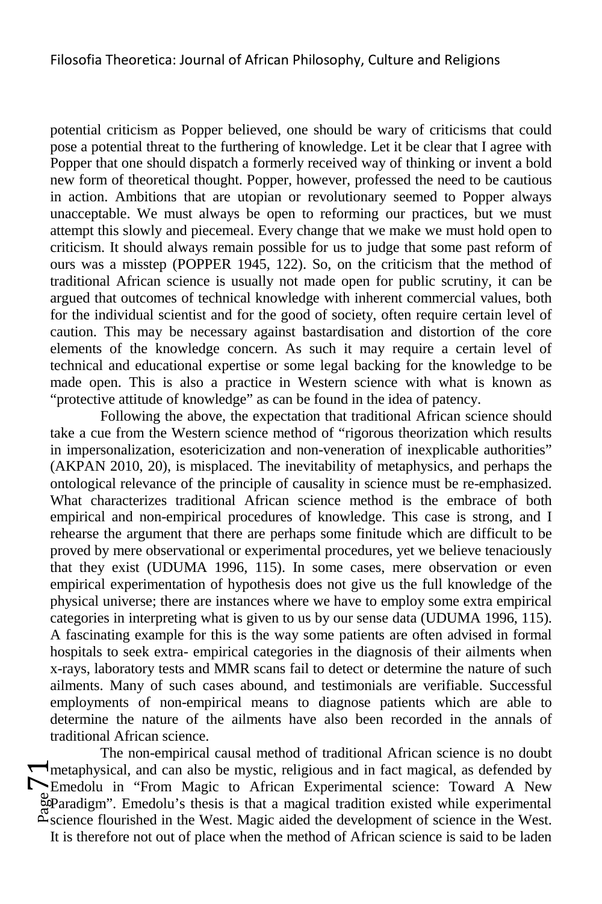potential criticism as Popper believed, one should be wary of criticisms that could pose a potential threat to the furthering of knowledge. Let it be clear that I agree with Popper that one should dispatch a formerly received way of thinking or invent a bold new form of theoretical thought. Popper, however, professed the need to be cautious in action. Ambitions that are utopian or revolutionary seemed to Popper always unacceptable. We must always be open to reforming our practices, but we must attempt this slowly and piecemeal. Every change that we make we must hold open to criticism. It should always remain possible for us to judge that some past reform of ours was a misstep (POPPER 1945, 122). So, on the criticism that the method of traditional African science is usually not made open for public scrutiny, it can be argued that outcomes of technical knowledge with inherent commercial values, both for the individual scientist and for the good of society, often require certain level of caution. This may be necessary against bastardisation and distortion of the core elements of the knowledge concern. As such it may require a certain level of technical and educational expertise or some legal backing for the knowledge to be made open. This is also a practice in Western science with what is known as "protective attitude of knowledge" as can be found in the idea of patency.

Following the above, the expectation that traditional African science should take a cue from the Western science method of "rigorous theorization which results in impersonalization, esotericization and non-veneration of inexplicable authorities" (AKPAN 2010, 20), is misplaced. The inevitability of metaphysics, and perhaps the ontological relevance of the principle of causality in science must be re-emphasized. What characterizes traditional African science method is the embrace of both empirical and non-empirical procedures of knowledge. This case is strong, and I rehearse the argument that there are perhaps some finitude which are difficult to be proved by mere observational or experimental procedures, yet we believe tenaciously that they exist (UDUMA 1996, 115). In some cases, mere observation or even empirical experimentation of hypothesis does not give us the full knowledge of the physical universe; there are instances where we have to employ some extra empirical categories in interpreting what is given to us by our sense data (UDUMA 1996, 115). A fascinating example for this is the way some patients are often advised in formal hospitals to seek extra- empirical categories in the diagnosis of their ailments when x-rays, laboratory tests and MMR scans fail to detect or determine the nature of such ailments. Many of such cases abound, and testimonials are verifiable. Successful employments of non-empirical means to diagnose patients which are able to determine the nature of the ailments have also been recorded in the annals of traditional African science.

The non-empirical causal method of traditional African science is no doubt metaphysical, and can also be mystic, religious and in fact magical, as defended by Emedolu in "From Magic to African Experimental science: Toward A New Paradigm". Emedolu's thesis is that a magical tradition existed while experimental science flourished in the West. Magic aided the development of science in the West. It is therefore not out of place when the method of African science is said to be laden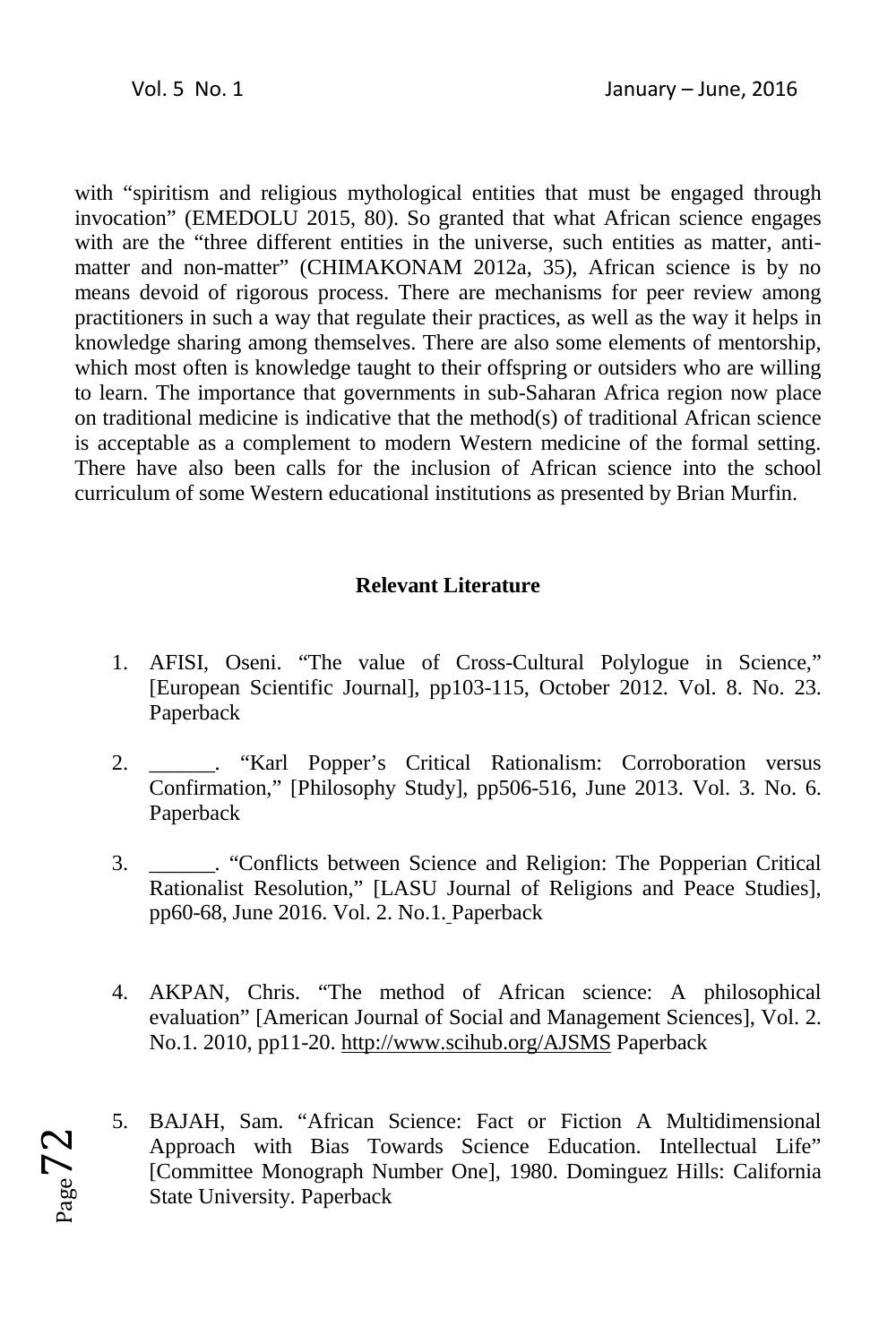with "spiritism and religious mythological entities that must be engaged through invocation" (EMEDOLU 2015, 80). So granted that what African science engages with are the "three different entities in the universe, such entities as matter, anti-matter and non-matter" (CHIMAKONAM 2012a, 35), African science is by no means devoid of rigorous process. There are mechanisms for peer review among practitioners in such a way that regulate their practices, as well as the way it helps in knowledge sharing among themselves. There are also some elements of mentorship, which most often is knowledge taught to their offspring or outsiders who are willing to learn. The importance that governments in sub-Saharan Africa region now place on traditional medicine is indicative that the method(s) of traditional African science is acceptable as a complement to modern Western medicine of the formal setting. There have also been calls for the inclusion of African science into the school curriculum of some Western educational institutions as presented by Brian Murfin.

## Relevant Literature

1. AFISI, Oseni. "The value of Cross-Cultural Polylogue in Science," [European Scientific Journal], pp103-115, October 2012. Vol. 8. No. 23. Paperback

2. ______. "Karl Popper's Critical Rationalism: Corroboration versus Confirmation," [Philosophy Study], pp506-516, June 2013. Vol. 3. No. 6. Paperback

3. ______. "Conflicts between Science and Religion: The Popperian Critical Rationalist Resolution," [LASU Journal of Religions and Peace Studies], pp60-68, June 2016. Vol. 2. No.1. Paperback

4. AKPAN, Chris. "The method of African science: A philosophical evaluation" [American Journal of Social and Management Sciences], Vol. 2. No.1. 2010, pp11-20. http://www.scihub.org/AJSMS Paperback

5. BAJAH, Sam. "African Science: Fact or Fiction A Multidimensional Approach with Bias Towards Science Education. Intellectual Life" [Committee Monograph Number One], 1980. Dominguez Hills: California State University. Paperback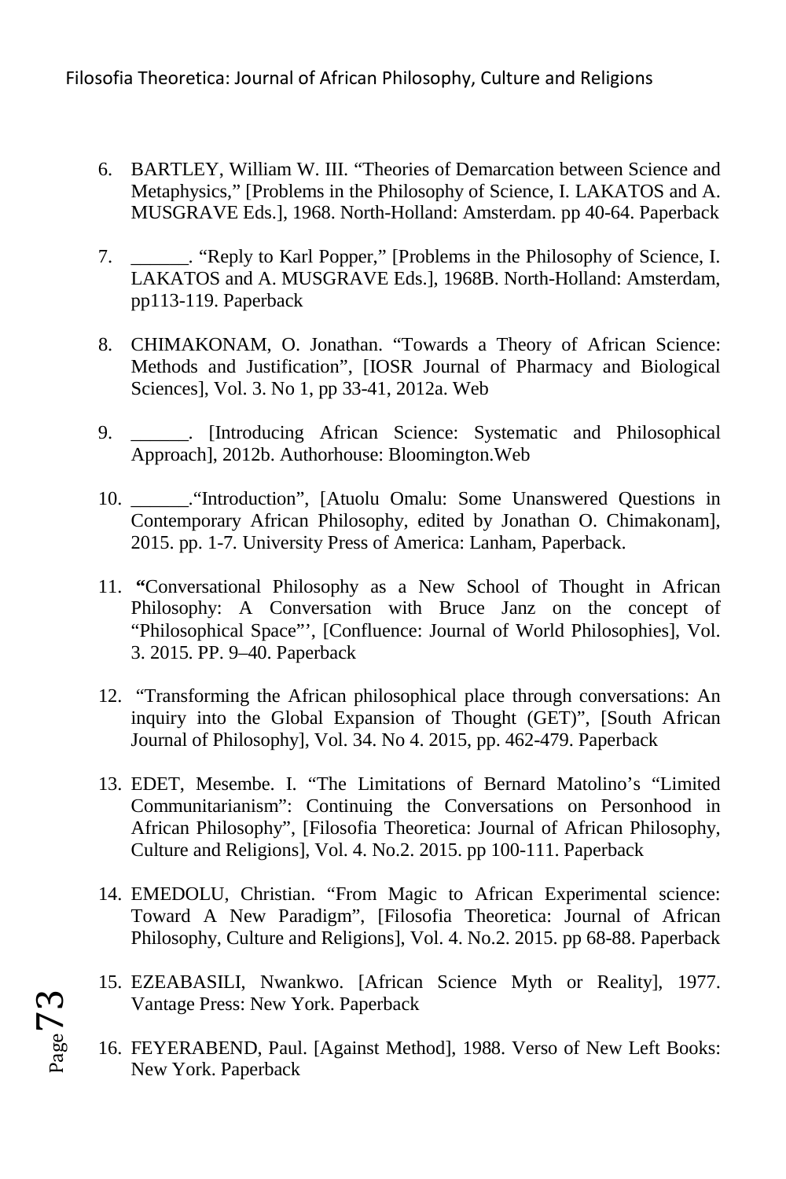6. BARTLEY, William W. III. “Theories of Demarcation between Science and Metaphysics,” [Problems in the Philosophy of Science, I. LAKATOS and A. MUSGRAVE Eds.], 1968. North-Holland: Amsterdam. pp 40-64. Paperback

7. ______. “Reply to Karl Popper,” [Problems in the Philosophy of Science, I. LAKATOS and A. MUSGRAVE Eds.], 1968B. North-Holland: Amsterdam, pp113-119. Paperback

8. CHIMAKONAM, O. Jonathan. “Towards a Theory of African Science: Methods and Justification”, [IOSR Journal of Pharmacy and Biological Sciences], Vol. 3. No 1, pp 33-41, 2012a. Web

9. ______. [Introducing African Science: Systematic and Philosophical Approach], 2012b. Authorhouse: Bloomington.Web

10. ______.“Introduction”, [Atuolu Omalu: Some Unanswered Questions in Contemporary African Philosophy, edited by Jonathan O. Chimakonam], 2015. pp. 1-7. University Press of America: Lanham, Paperback.

11. **“**Conversational Philosophy as a New School of Thought in African Philosophy: A Conversation with Bruce Janz on the concept of “Philosophical Space”’, [Confluence: Journal of World Philosophies], Vol. 3. 2015. PP. 9–40. Paperback

12. “Transforming the African philosophical place through conversations: An inquiry into the Global Expansion of Thought (GET)”, [South African Journal of Philosophy], Vol. 34. No 4. 2015, pp. 462-479. Paperback

13. EDET, Mesembe. I. “The Limitations of Bernard Matolino’s “Limited Communitarianism”: Continuing the Conversations on Personhood in African Philosophy”, [Filosofia Theoretica: Journal of African Philosophy, Culture and Religions], Vol. 4. No.2. 2015. pp 100-111. Paperback

14. EMEDOLU, Christian. “From Magic to African Experimental science: Toward A New Paradigm”, [Filosofia Theoretica: Journal of African Philosophy, Culture and Religions], Vol. 4. No.2. 2015. pp 68-88. Paperback

15. EZEABASILI, Nwankwo. [African Science Myth or Reality], 1977. Vantage Press: New York. Paperback

16. FEYERABEND, Paul. [Against Method], 1988. Verso of New Left Books: New York. Paperback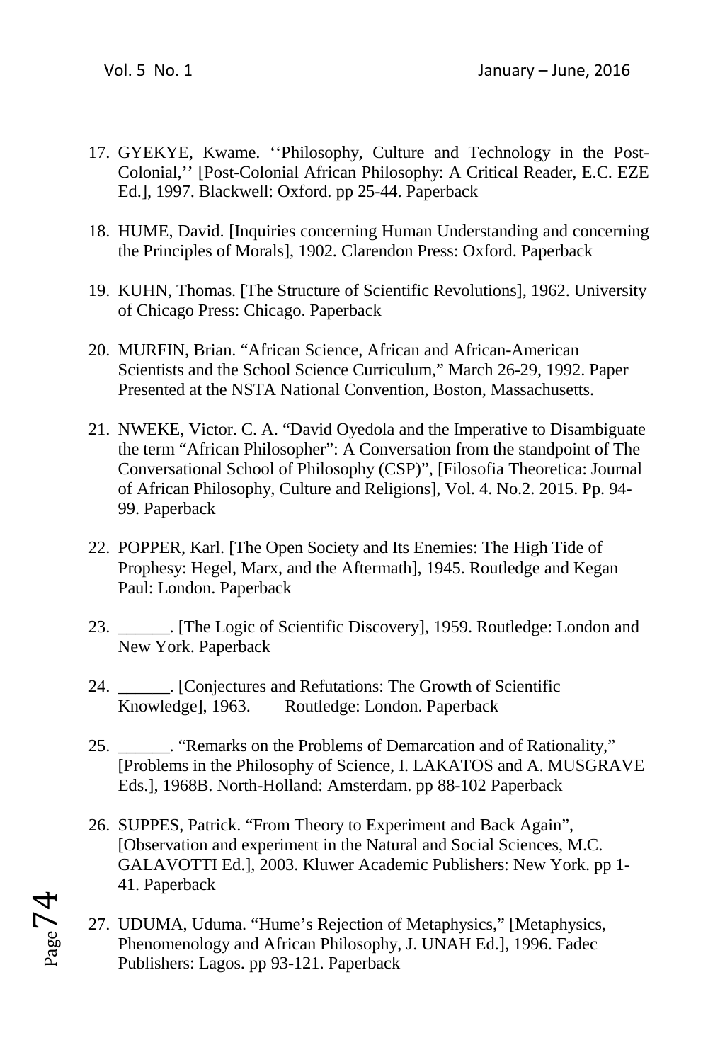17. GYEKYE, Kwame. ‘‘Philosophy, Culture and Technology in the Post-Colonial,’’ [Post-Colonial African Philosophy: A Critical Reader, E.C. EZE Ed.], 1997. Blackwell: Oxford. pp 25-44. Paperback

18. HUME, David. [Inquiries concerning Human Understanding and concerning the Principles of Morals], 1902. Clarendon Press: Oxford. Paperback

19. KUHN, Thomas. [The Structure of Scientific Revolutions], 1962. University of Chicago Press: Chicago. Paperback

20. MURFIN, Brian. “African Science, African and African-American Scientists and the School Science Curriculum,” March 26-29, 1992. Paper Presented at the NSTA National Convention, Boston, Massachusetts.

21. NWEKE, Victor. C. A. “David Oyedola and the Imperative to Disambiguate the term “African Philosopher”: A Conversation from the standpoint of The Conversational School of Philosophy (CSP)”, [Filosofia Theoretica: Journal of African Philosophy, Culture and Religions], Vol. 4. No.2. 2015. Pp. 94-99. Paperback

22. POPPER, Karl. [The Open Society and Its Enemies: The High Tide of Prophesy: Hegel, Marx, and the Aftermath], 1945. Routledge and Kegan Paul: London. Paperback

23. ______. [The Logic of Scientific Discovery], 1959. Routledge: London and New York. Paperback

24. ______. [Conjectures and Refutations: The Growth of Scientific Knowledge], 1963. Routledge: London. Paperback

25. ______. “Remarks on the Problems of Demarcation and of Rationality,” [Problems in the Philosophy of Science, I. LAKATOS and A. MUSGRAVE Eds.], 1968B. North-Holland: Amsterdam. pp 88-102 Paperback

26. SUPPES, Patrick. “From Theory to Experiment and Back Again”, [Observation and experiment in the Natural and Social Sciences, M.C. GALAVOTTI Ed.], 2003. Kluwer Academic Publishers: New York. pp 1-41. Paperback

27. UDUMA, Uduma. “Hume’s Rejection of Metaphysics,” [Metaphysics, Phenomenology and African Philosophy, J. UNAH Ed.], 1996. Fadec Publishers: Lagos. pp 93-121. Paperback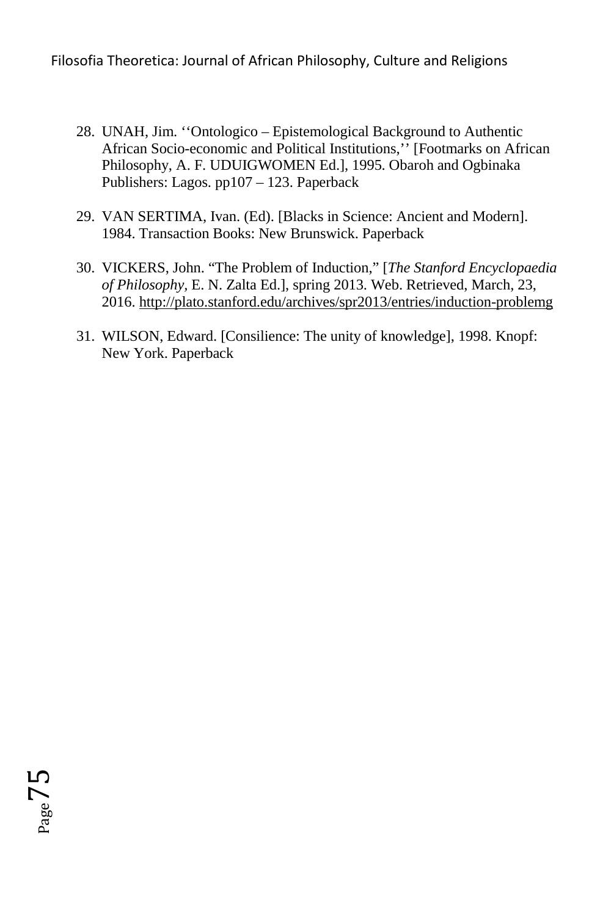28. UNAH, Jim. ‘‘Ontologico – Epistemological Background to Authentic African Socio-economic and Political Institutions,’’ [Footmarks on African Philosophy, A. F. UDUIGWOMEN Ed.], 1995. Obaroh and Ogbinaka Publishers: Lagos. pp107 – 123. Paperback

29. VAN SERTIMA, Ivan. (Ed). [Blacks in Science: Ancient and Modern]. 1984. Transaction Books: New Brunswick. Paperback

30. VICKERS, John. “The Problem of Induction,” [*The Stanford Encyclopaedia of Philosophy,* E. N. Zalta Ed.], spring 2013. Web. Retrieved, March, 23, 2016. http://plato.stanford.edu/archives/spr2013/entries/induction-problemg

31. WILSON, Edward. [Consilience: The unity of knowledge], 1998. Knopf: New York. Paperback